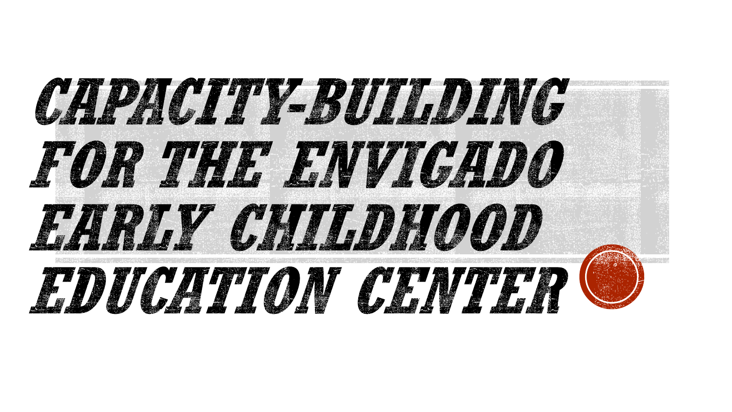# CAPACITY-BUILDING FOR THE ENVIGADO EARLY CHILDHOOD EDUCATION CENTER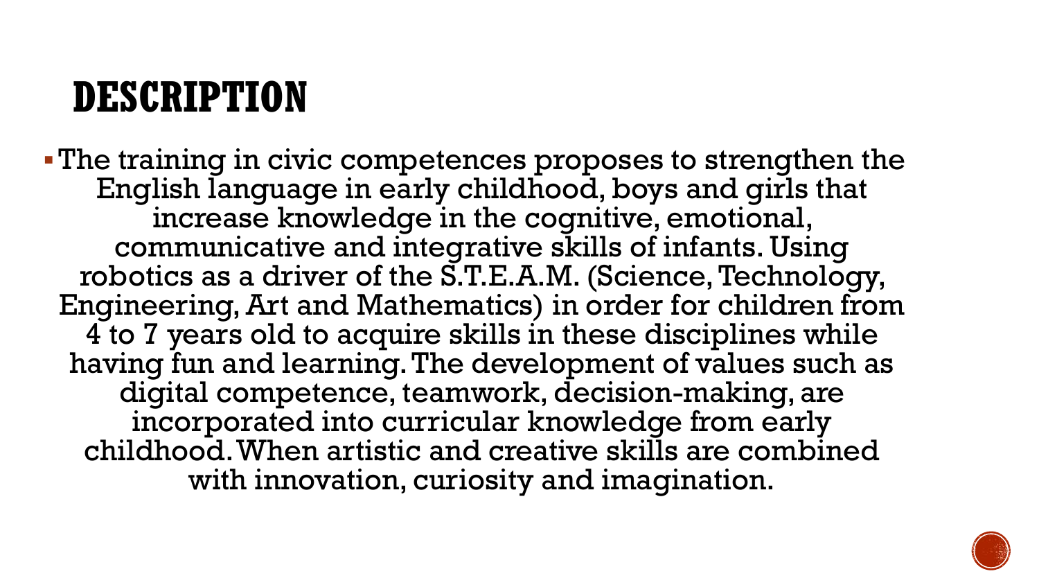# DESCRIPTION

- The training in civic competences proposes to strengthen the English language in early childhood, boys and girls that increase knowledge in the cognitive, emotional, communicative and integrative skills of infants. Using robotics as a driver of the S.T.E.A.M. (Science, Technology, Engineering, Art and Mathematics) in order for children from 4 to 7 years old to acquire skills in these disciplines while having fun and learning. The development of values such as digital competence, teamwork, decision-making, are incorporated into curricular knowledge from early childhood. When artistic and creative skills are combined with innovation, curiosity and imagination.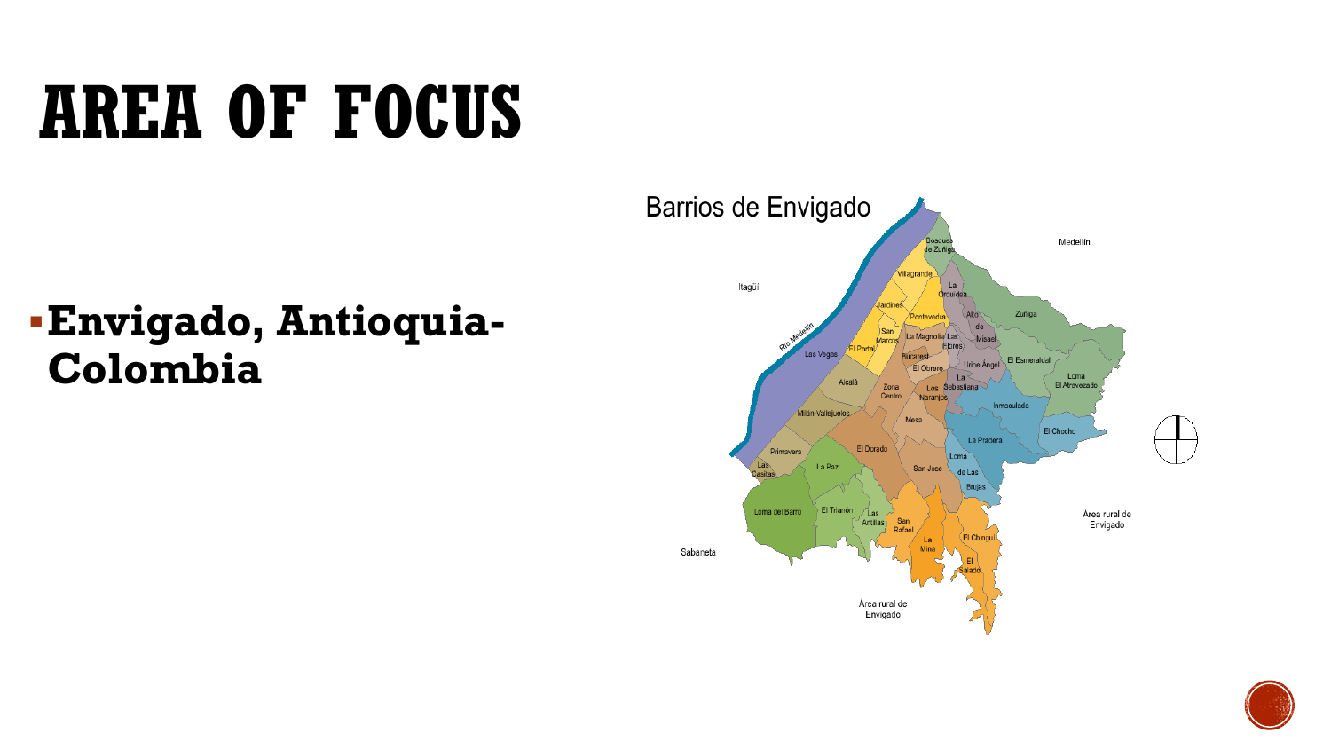# AREA OF FOCUS

- **Envigado, Antioquia-Colombia**

Barrios de Envigado

Bosques de Zuñiga, Villagrande, La Orquidea, Jardines, Pontevedra, Alto de Misael, Zuñiga, San Marcos, La Magnolia, Las Flores, El Portal, Las Vegas, Bucarest, El Obrero, Uribe Ángel, El Esmeraldal, Loma El Atravezado, Alcalá, Zona Centro, Los Naranjos, La Sebastiana, Inmaculada, Milán-Vallejuelos, Mesa, El Chocho, La Pradera, Primavera, El Dorado, Las Casitas, La Paz, San José, Loma de Las Brujas, Loma del Barro, El Trianón, Las Antillas, San Rafael, La Mina, El Chingui, El Salado

Medellín, Itagüí, Río Medellín, Sabaneta, Área rural de Envigado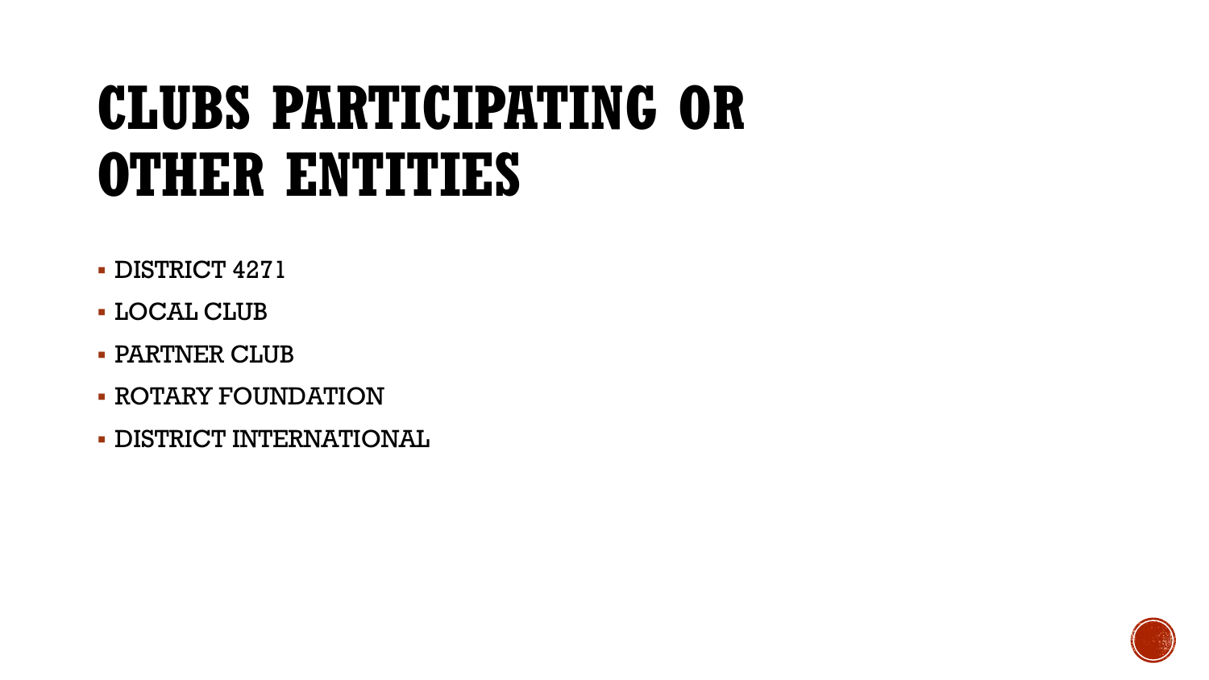# CLUBS PARTICIPATING OR OTHER ENTITIES

- DISTRICT 4271
- LOCAL CLUB
- PARTNER CLUB
- ROTARY FOUNDATION
- DISTRICT INTERNATIONAL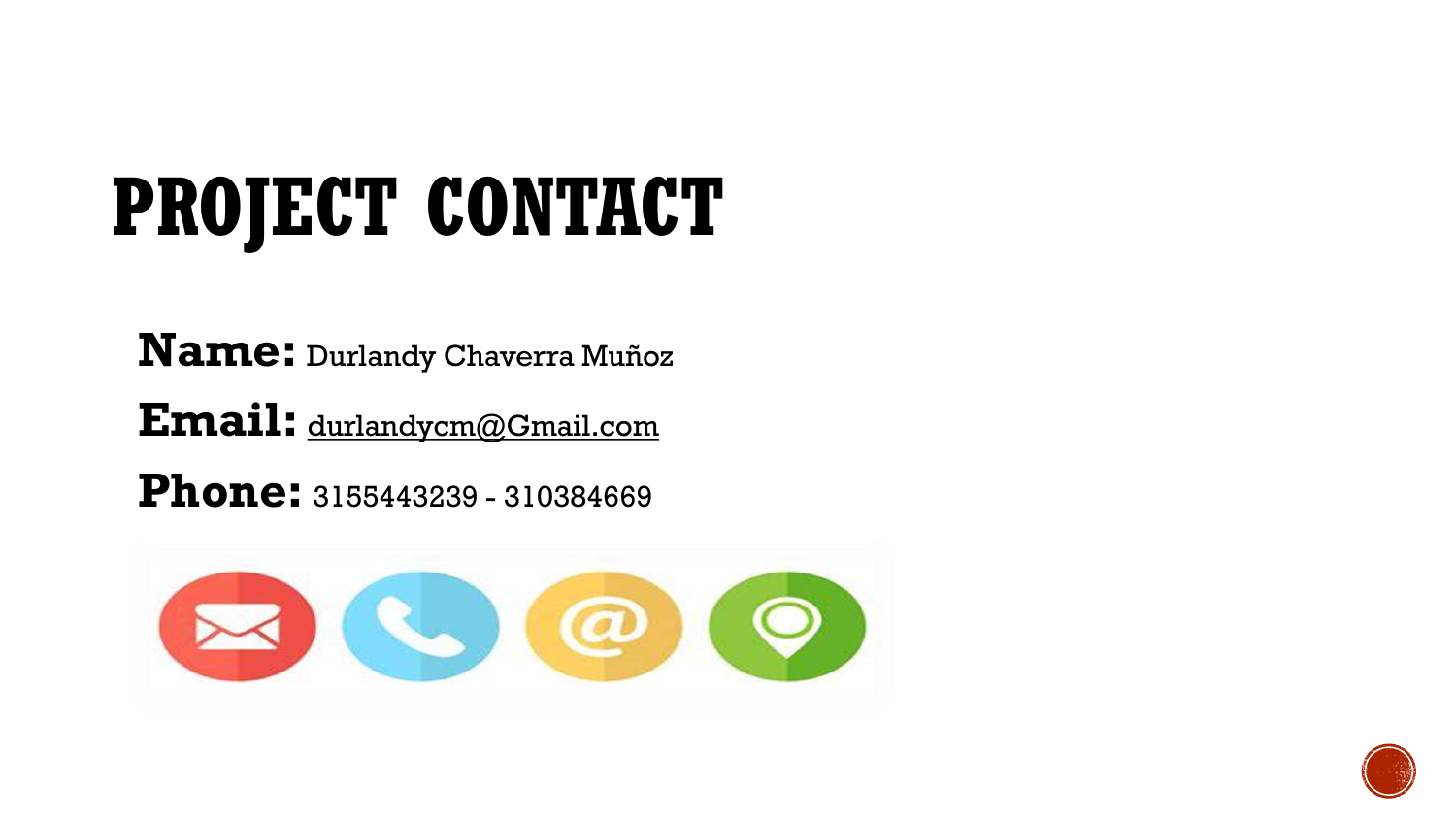# PROJECT CONTACT

**Name:** Durlandy Chaverra Muñoz

**Email:** durlandycm@Gmail.com

**Phone:** 3155443239 - 310384669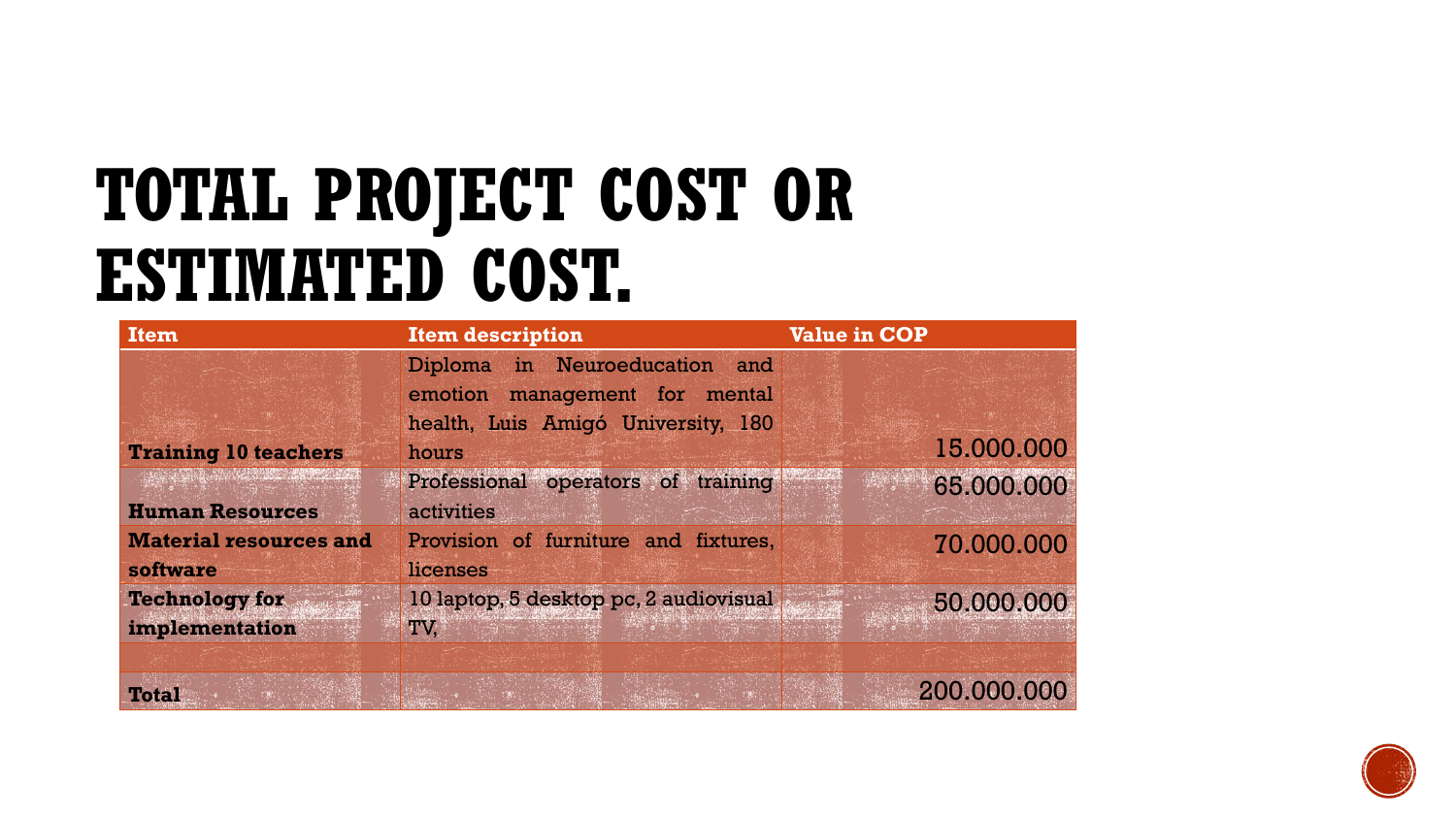# TOTAL PROJECT COST OR ESTIMATED COST.

| Item | Item description | Value in COP |
| --- | --- | --- |
| **Training 10 teachers** | Diploma in Neuroeducation and emotion management for mental health, Luis Amigó University, 180 hours | 15.000.000 |
| **Human Resources** | Professional operators of training activities | 65.000.000 |
| **Material resources and software** | Provision of furniture and fixtures, licenses | 70.000.000 |
| **Technology for implementation** | 10 laptop, 5 desktop pc, 2 audiovisual TV, | 50.000.000 |
| | | |
| **Total** | | 200.000.000 |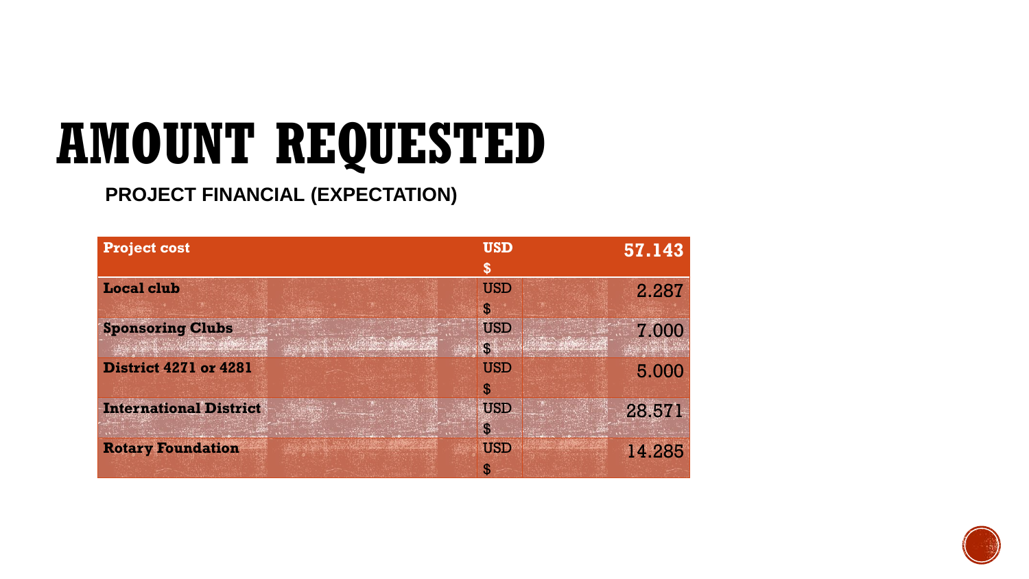# AMOUNT REQUESTED

**PROJECT FINANCIAL (EXPECTATION)**

| **Project cost** | **USD $** | **57.143** |
|---|---|---|
| **Local club** | USD $ | 2.287 |
| **Sponsoring Clubs** | USD $ | 7.000 |
| **District 4271 or 4281** | USD $ | 5.000 |
| **International District** | USD $ | 28.571 |
| **Rotary Foundation** | USD $ | 14.285 |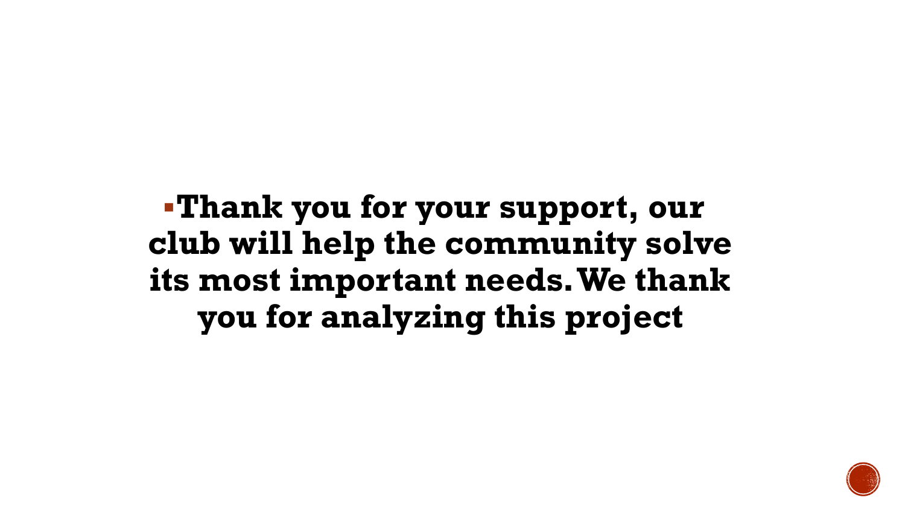- **Thank you for your support, our club will help the community solve its most important needs. We thank you for analyzing this project**